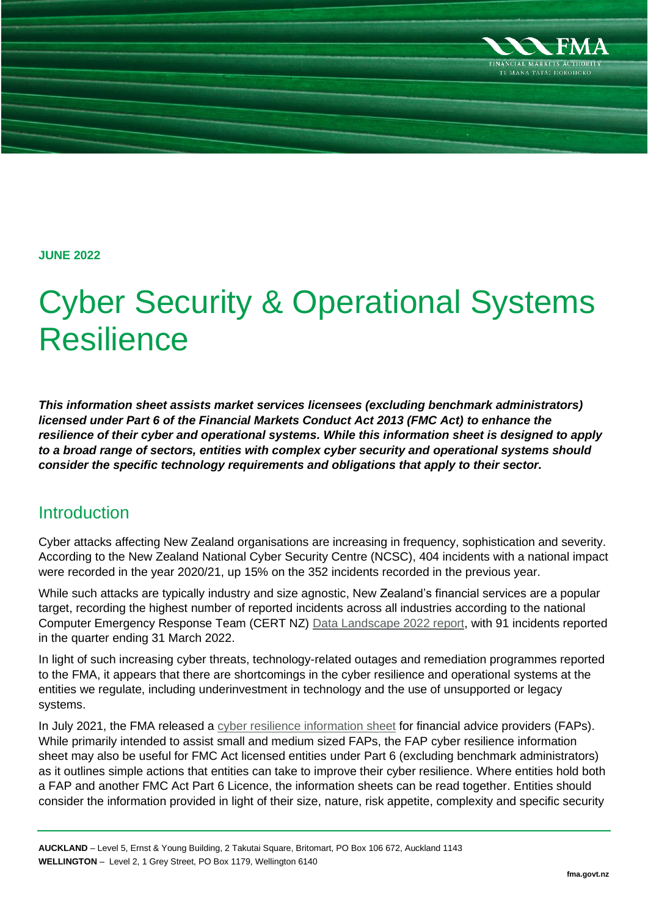**JUNE 2022**

# Cyber Security & Operational Systems Resilience

***This information sheet assists market services licensees (excluding benchmark administrators) licensed under Part 6 of the Financial Markets Conduct Act 2013 (FMC Act) to enhance the resilience of their cyber and operational systems. While this information sheet is designed to apply to a broad range of sectors, entities with complex cyber security and operational systems should consider the specific technology requirements and obligations that apply to their sector.***

## Introduction

Cyber attacks affecting New Zealand organisations are increasing in frequency, sophistication and severity. According to the New Zealand National Cyber Security Centre (NCSC), 404 incidents with a national impact were recorded in the year 2020/21, up 15% on the 352 incidents recorded in the previous year.

While such attacks are typically industry and size agnostic, New Zealand's financial services are a popular target, recording the highest number of reported incidents across all industries according to the national Computer Emergency Response Team (CERT NZ) Data Landscape 2022 report, with 91 incidents reported in the quarter ending 31 March 2022.

In light of such increasing cyber threats, technology-related outages and remediation programmes reported to the FMA, it appears that there are shortcomings in the cyber resilience and operational systems at the entities we regulate, including underinvestment in technology and the use of unsupported or legacy systems.

In July 2021, the FMA released a cyber resilience information sheet for financial advice providers (FAPs). While primarily intended to assist small and medium sized FAPs, the FAP cyber resilience information sheet may also be useful for FMC Act licensed entities under Part 6 (excluding benchmark administrators) as it outlines simple actions that entities can take to improve their cyber resilience. Where entities hold both a FAP and another FMC Act Part 6 Licence, the information sheets can be read together. Entities should consider the information provided in light of their size, nature, risk appetite, complexity and specific security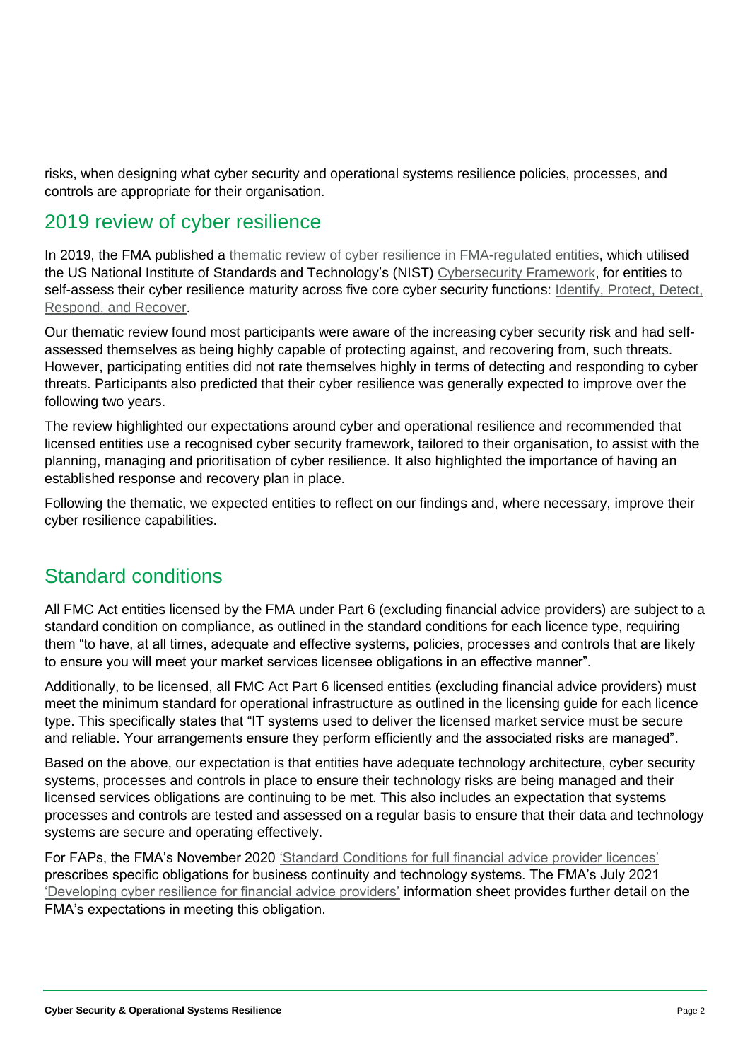risks, when designing what cyber security and operational systems resilience policies, processes, and controls are appropriate for their organisation.

## 2019 review of cyber resilience

In 2019, the FMA published a thematic review of cyber resilience in FMA-regulated entities, which utilised the US National Institute of Standards and Technology's (NIST) Cybersecurity Framework, for entities to self-assess their cyber resilience maturity across five core cyber security functions: Identify, Protect, Detect, Respond, and Recover.

Our thematic review found most participants were aware of the increasing cyber security risk and had self-assessed themselves as being highly capable of protecting against, and recovering from, such threats. However, participating entities did not rate themselves highly in terms of detecting and responding to cyber threats. Participants also predicted that their cyber resilience was generally expected to improve over the following two years.

The review highlighted our expectations around cyber and operational resilience and recommended that licensed entities use a recognised cyber security framework, tailored to their organisation, to assist with the planning, managing and prioritisation of cyber resilience. It also highlighted the importance of having an established response and recovery plan in place.

Following the thematic, we expected entities to reflect on our findings and, where necessary, improve their cyber resilience capabilities.

## Standard conditions

All FMC Act entities licensed by the FMA under Part 6 (excluding financial advice providers) are subject to a standard condition on compliance, as outlined in the standard conditions for each licence type, requiring them "to have, at all times, adequate and effective systems, policies, processes and controls that are likely to ensure you will meet your market services licensee obligations in an effective manner".

Additionally, to be licensed, all FMC Act Part 6 licensed entities (excluding financial advice providers) must meet the minimum standard for operational infrastructure as outlined in the licensing guide for each licence type. This specifically states that "IT systems used to deliver the licensed market service must be secure and reliable. Your arrangements ensure they perform efficiently and the associated risks are managed".

Based on the above, our expectation is that entities have adequate technology architecture, cyber security systems, processes and controls in place to ensure their technology risks are being managed and their licensed services obligations are continuing to be met. This also includes an expectation that systems processes and controls are tested and assessed on a regular basis to ensure that their data and technology systems are secure and operating effectively.

For FAPs, the FMA's November 2020 'Standard Conditions for full financial advice provider licences' prescribes specific obligations for business continuity and technology systems. The FMA's July 2021 'Developing cyber resilience for financial advice providers' information sheet provides further detail on the FMA's expectations in meeting this obligation.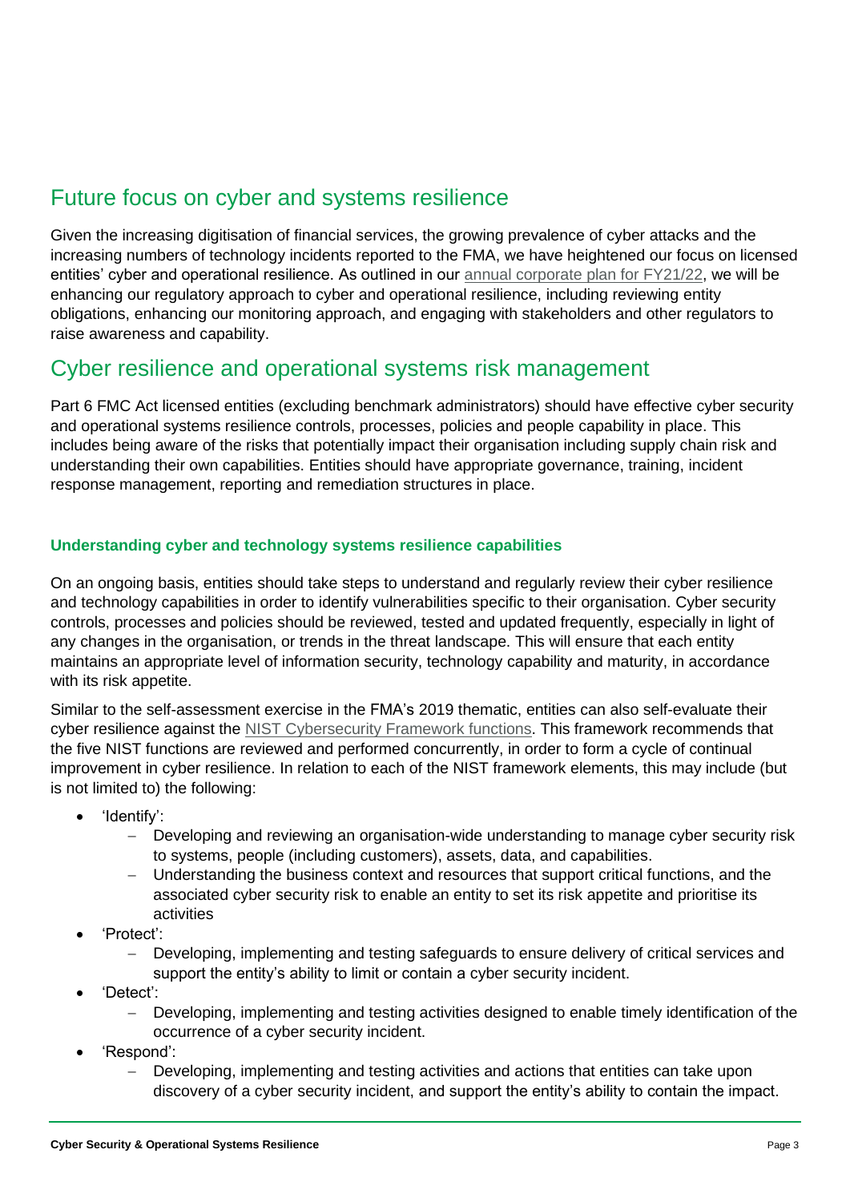## Future focus on cyber and systems resilience

Given the increasing digitisation of financial services, the growing prevalence of cyber attacks and the increasing numbers of technology incidents reported to the FMA, we have heightened our focus on licensed entities' cyber and operational resilience. As outlined in our annual corporate plan for FY21/22, we will be enhancing our regulatory approach to cyber and operational resilience, including reviewing entity obligations, enhancing our monitoring approach, and engaging with stakeholders and other regulators to raise awareness and capability.

## Cyber resilience and operational systems risk management

Part 6 FMC Act licensed entities (excluding benchmark administrators) should have effective cyber security and operational systems resilience controls, processes, policies and people capability in place. This includes being aware of the risks that potentially impact their organisation including supply chain risk and understanding their own capabilities. Entities should have appropriate governance, training, incident response management, reporting and remediation structures in place.

### Understanding cyber and technology systems resilience capabilities

On an ongoing basis, entities should take steps to understand and regularly review their cyber resilience and technology capabilities in order to identify vulnerabilities specific to their organisation. Cyber security controls, processes and policies should be reviewed, tested and updated frequently, especially in light of any changes in the organisation, or trends in the threat landscape. This will ensure that each entity maintains an appropriate level of information security, technology capability and maturity, in accordance with its risk appetite.

Similar to the self-assessment exercise in the FMA's 2019 thematic, entities can also self-evaluate their cyber resilience against the NIST Cybersecurity Framework functions. This framework recommends that the five NIST functions are reviewed and performed concurrently, in order to form a cycle of continual improvement in cyber resilience. In relation to each of the NIST framework elements, this may include (but is not limited to) the following:

- 'Identify':
  - Developing and reviewing an organisation-wide understanding to manage cyber security risk to systems, people (including customers), assets, data, and capabilities.
  - Understanding the business context and resources that support critical functions, and the associated cyber security risk to enable an entity to set its risk appetite and prioritise its activities
- 'Protect':
  - Developing, implementing and testing safeguards to ensure delivery of critical services and support the entity's ability to limit or contain a cyber security incident.
- 'Detect':
  - Developing, implementing and testing activities designed to enable timely identification of the occurrence of a cyber security incident.
- 'Respond':
  - Developing, implementing and testing activities and actions that entities can take upon discovery of a cyber security incident, and support the entity's ability to contain the impact.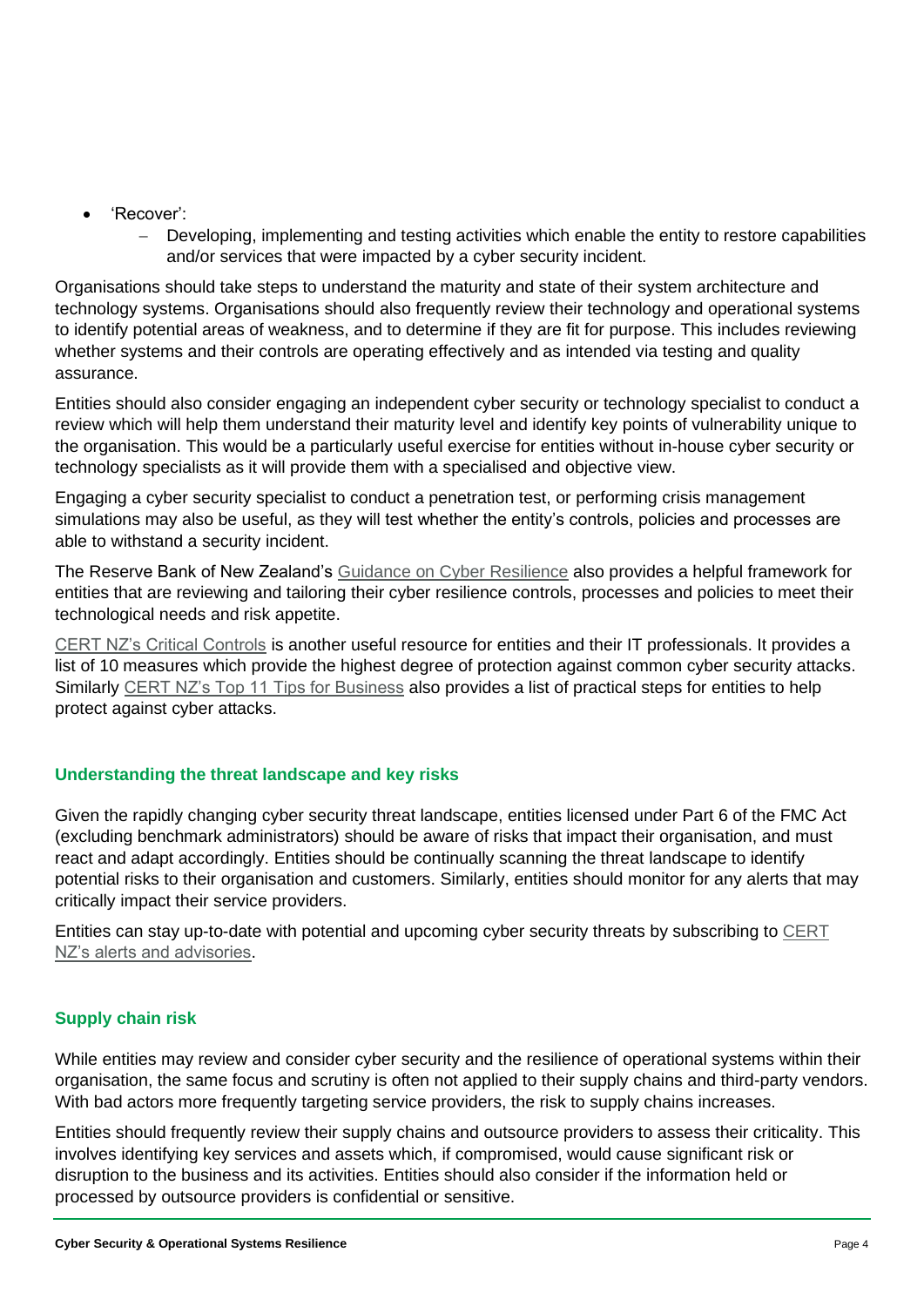- 'Recover':
  - Developing, implementing and testing activities which enable the entity to restore capabilities and/or services that were impacted by a cyber security incident.

Organisations should take steps to understand the maturity and state of their system architecture and technology systems. Organisations should also frequently review their technology and operational systems to identify potential areas of weakness, and to determine if they are fit for purpose. This includes reviewing whether systems and their controls are operating effectively and as intended via testing and quality assurance.

Entities should also consider engaging an independent cyber security or technology specialist to conduct a review which will help them understand their maturity level and identify key points of vulnerability unique to the organisation. This would be a particularly useful exercise for entities without in-house cyber security or technology specialists as it will provide them with a specialised and objective view.

Engaging a cyber security specialist to conduct a penetration test, or performing crisis management simulations may also be useful, as they will test whether the entity's controls, policies and processes are able to withstand a security incident.

The Reserve Bank of New Zealand's Guidance on Cyber Resilience also provides a helpful framework for entities that are reviewing and tailoring their cyber resilience controls, processes and policies to meet their technological needs and risk appetite.

CERT NZ's Critical Controls is another useful resource for entities and their IT professionals. It provides a list of 10 measures which provide the highest degree of protection against common cyber security attacks. Similarly CERT NZ's Top 11 Tips for Business also provides a list of practical steps for entities to help protect against cyber attacks.

## Understanding the threat landscape and key risks

Given the rapidly changing cyber security threat landscape, entities licensed under Part 6 of the FMC Act (excluding benchmark administrators) should be aware of risks that impact their organisation, and must react and adapt accordingly. Entities should be continually scanning the threat landscape to identify potential risks to their organisation and customers. Similarly, entities should monitor for any alerts that may critically impact their service providers.

Entities can stay up-to-date with potential and upcoming cyber security threats by subscribing to CERT NZ's alerts and advisories.

## Supply chain risk

While entities may review and consider cyber security and the resilience of operational systems within their organisation, the same focus and scrutiny is often not applied to their supply chains and third-party vendors. With bad actors more frequently targeting service providers, the risk to supply chains increases.

Entities should frequently review their supply chains and outsource providers to assess their criticality. This involves identifying key services and assets which, if compromised, would cause significant risk or disruption to the business and its activities. Entities should also consider if the information held or processed by outsource providers is confidential or sensitive.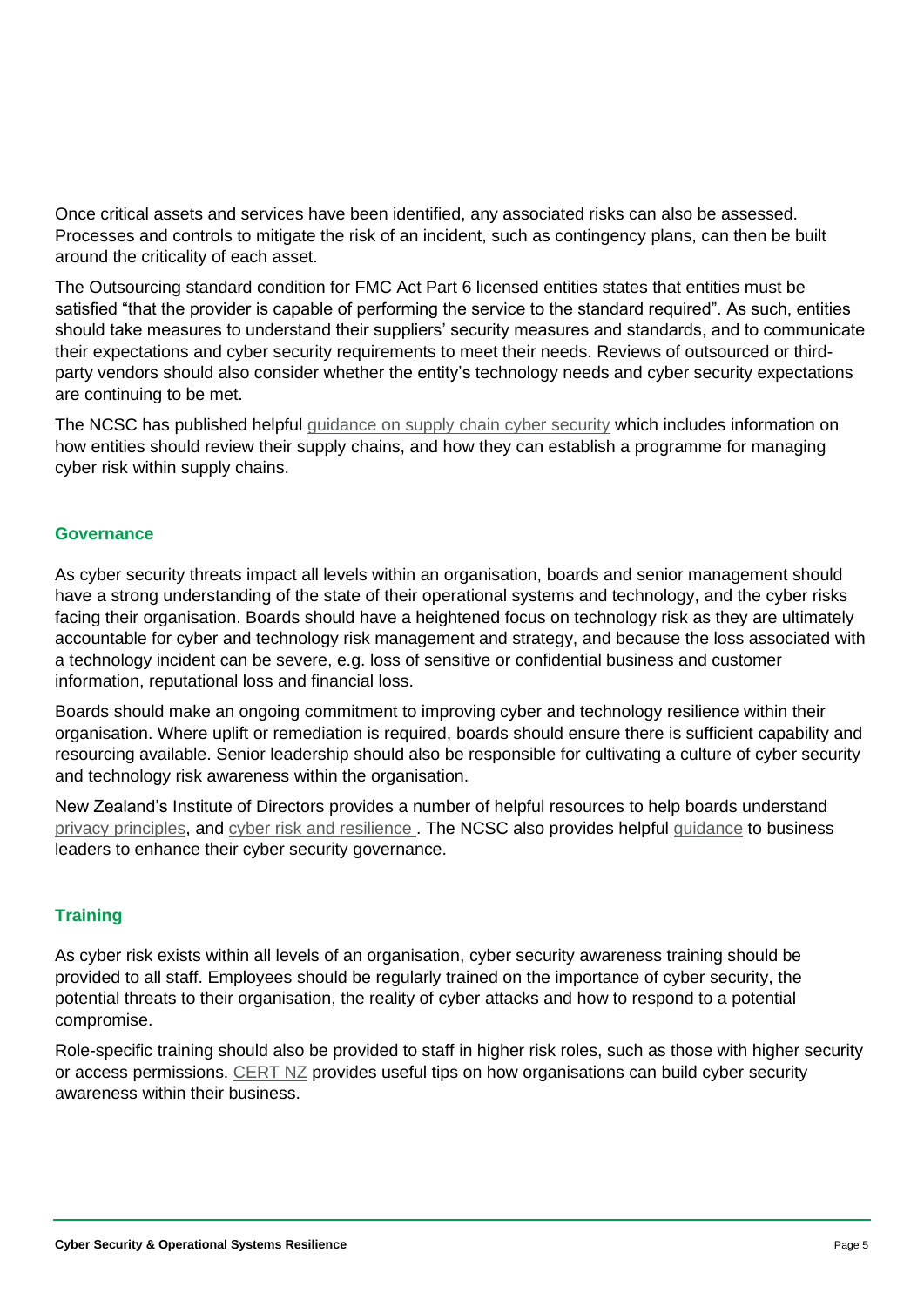Once critical assets and services have been identified, any associated risks can also be assessed. Processes and controls to mitigate the risk of an incident, such as contingency plans, can then be built around the criticality of each asset.

The Outsourcing standard condition for FMC Act Part 6 licensed entities states that entities must be satisfied "that the provider is capable of performing the service to the standard required". As such, entities should take measures to understand their suppliers' security measures and standards, and to communicate their expectations and cyber security requirements to meet their needs. Reviews of outsourced or third-party vendors should also consider whether the entity's technology needs and cyber security expectations are continuing to be met.

The NCSC has published helpful guidance on supply chain cyber security which includes information on how entities should review their supply chains, and how they can establish a programme for managing cyber risk within supply chains.

### Governance

As cyber security threats impact all levels within an organisation, boards and senior management should have a strong understanding of the state of their operational systems and technology, and the cyber risks facing their organisation. Boards should have a heightened focus on technology risk as they are ultimately accountable for cyber and technology risk management and strategy, and because the loss associated with a technology incident can be severe, e.g. loss of sensitive or confidential business and customer information, reputational loss and financial loss.

Boards should make an ongoing commitment to improving cyber and technology resilience within their organisation. Where uplift or remediation is required, boards should ensure there is sufficient capability and resourcing available. Senior leadership should also be responsible for cultivating a culture of cyber security and technology risk awareness within the organisation.

New Zealand's Institute of Directors provides a number of helpful resources to help boards understand privacy principles, and cyber risk and resilience. The NCSC also provides helpful guidance to business leaders to enhance their cyber security governance.

### Training

As cyber risk exists within all levels of an organisation, cyber security awareness training should be provided to all staff. Employees should be regularly trained on the importance of cyber security, the potential threats to their organisation, the reality of cyber attacks and how to respond to a potential compromise.

Role-specific training should also be provided to staff in higher risk roles, such as those with higher security or access permissions. CERT NZ provides useful tips on how organisations can build cyber security awareness within their business.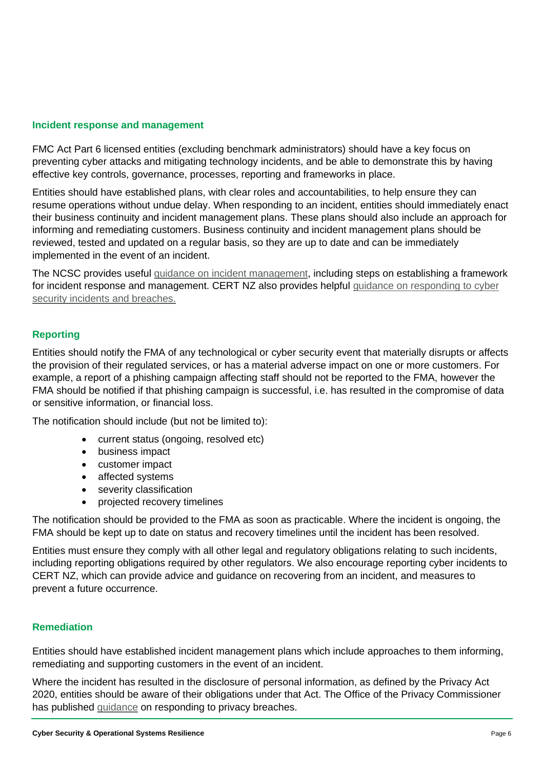## Incident response and management

FMC Act Part 6 licensed entities (excluding benchmark administrators) should have a key focus on preventing cyber attacks and mitigating technology incidents, and be able to demonstrate this by having effective key controls, governance, processes, reporting and frameworks in place.

Entities should have established plans, with clear roles and accountabilities, to help ensure they can resume operations without undue delay. When responding to an incident, entities should immediately enact their business continuity and incident management plans. These plans should also include an approach for informing and remediating customers. Business continuity and incident management plans should be reviewed, tested and updated on a regular basis, so they are up to date and can be immediately implemented in the event of an incident.

The NCSC provides useful guidance on incident management, including steps on establishing a framework for incident response and management. CERT NZ also provides helpful guidance on responding to cyber security incidents and breaches.

## Reporting

Entities should notify the FMA of any technological or cyber security event that materially disrupts or affects the provision of their regulated services, or has a material adverse impact on one or more customers. For example, a report of a phishing campaign affecting staff should not be reported to the FMA, however the FMA should be notified if that phishing campaign is successful, i.e. has resulted in the compromise of data or sensitive information, or financial loss.

The notification should include (but not be limited to):

- current status (ongoing, resolved etc)
- business impact
- customer impact
- affected systems
- severity classification
- projected recovery timelines

The notification should be provided to the FMA as soon as practicable. Where the incident is ongoing, the FMA should be kept up to date on status and recovery timelines until the incident has been resolved.

Entities must ensure they comply with all other legal and regulatory obligations relating to such incidents, including reporting obligations required by other regulators. We also encourage reporting cyber incidents to CERT NZ, which can provide advice and guidance on recovering from an incident, and measures to prevent a future occurrence.

## Remediation

Entities should have established incident management plans which include approaches to them informing, remediating and supporting customers in the event of an incident.

Where the incident has resulted in the disclosure of personal information, as defined by the Privacy Act 2020, entities should be aware of their obligations under that Act. The Office of the Privacy Commissioner has published guidance on responding to privacy breaches.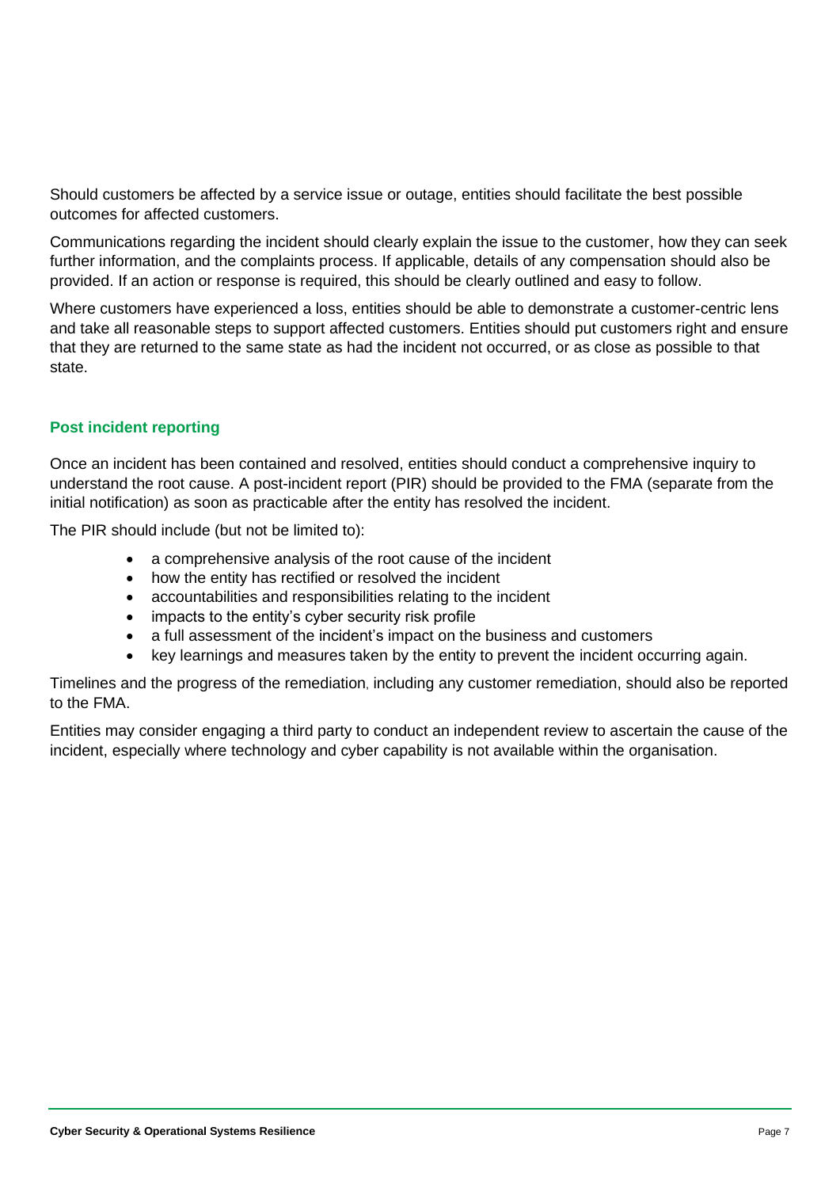Should customers be affected by a service issue or outage, entities should facilitate the best possible outcomes for affected customers.

Communications regarding the incident should clearly explain the issue to the customer, how they can seek further information, and the complaints process. If applicable, details of any compensation should also be provided. If an action or response is required, this should be clearly outlined and easy to follow.

Where customers have experienced a loss, entities should be able to demonstrate a customer-centric lens and take all reasonable steps to support affected customers. Entities should put customers right and ensure that they are returned to the same state as had the incident not occurred, or as close as possible to that state.

### Post incident reporting

Once an incident has been contained and resolved, entities should conduct a comprehensive inquiry to understand the root cause. A post-incident report (PIR) should be provided to the FMA (separate from the initial notification) as soon as practicable after the entity has resolved the incident.

The PIR should include (but not be limited to):

- a comprehensive analysis of the root cause of the incident
- how the entity has rectified or resolved the incident
- accountabilities and responsibilities relating to the incident
- impacts to the entity's cyber security risk profile
- a full assessment of the incident's impact on the business and customers
- key learnings and measures taken by the entity to prevent the incident occurring again.

Timelines and the progress of the remediation, including any customer remediation, should also be reported to the FMA.

Entities may consider engaging a third party to conduct an independent review to ascertain the cause of the incident, especially where technology and cyber capability is not available within the organisation.